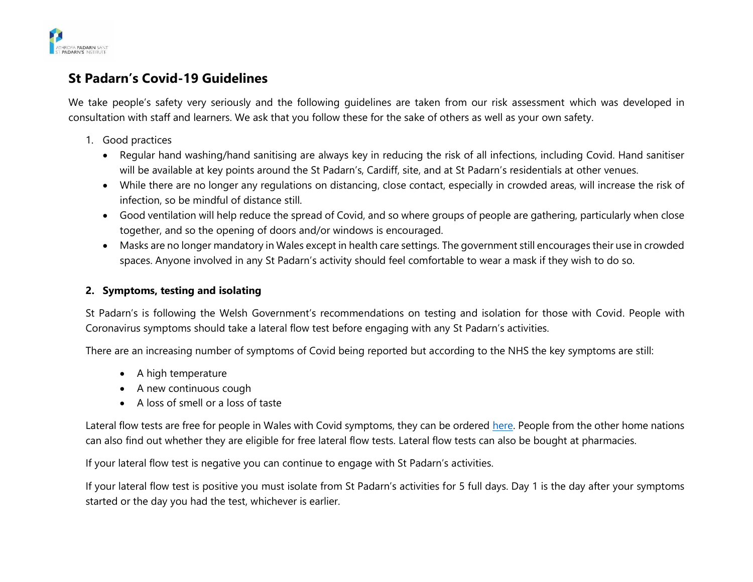## St Padarn's Covid-19 Guidelines

We take people's safety very seriously and the following guidelines are taken from our risk assessment which was developed in consultation with staff and learners. We ask that you follow these for the sake of others as well as your own safety.

1. Good practices
   - Regular hand washing/hand sanitising are always key in reducing the risk of all infections, including Covid. Hand sanitiser will be available at key points around the St Padarn's, Cardiff, site, and at St Padarn's residentials at other venues.
   - While there are no longer any regulations on distancing, close contact, especially in crowded areas, will increase the risk of infection, so be mindful of distance still.
   - Good ventilation will help reduce the spread of Covid, and so where groups of people are gathering, particularly when close together, and so the opening of doors and/or windows is encouraged.
   - Masks are no longer mandatory in Wales except in health care settings. The government still encourages their use in crowded spaces. Anyone involved in any St Padarn's activity should feel comfortable to wear a mask if they wish to do so.

2. **Symptoms, testing and isolating**

St Padarn's is following the Welsh Government's recommendations on testing and isolation for those with Covid. People with Coronavirus symptoms should take a lateral flow test before engaging with any St Padarn's activities.

There are an increasing number of symptoms of Covid being reported but according to the NHS the key symptoms are still:

- A high temperature
- A new continuous cough
- A loss of smell or a loss of taste

Lateral flow tests are free for people in Wales with Covid symptoms, they can be ordered here. People from the other home nations can also find out whether they are eligible for free lateral flow tests. Lateral flow tests can also be bought at pharmacies.

If your lateral flow test is negative you can continue to engage with St Padarn's activities.

If your lateral flow test is positive you must isolate from St Padarn's activities for 5 full days. Day 1 is the day after your symptoms started or the day you had the test, whichever is earlier.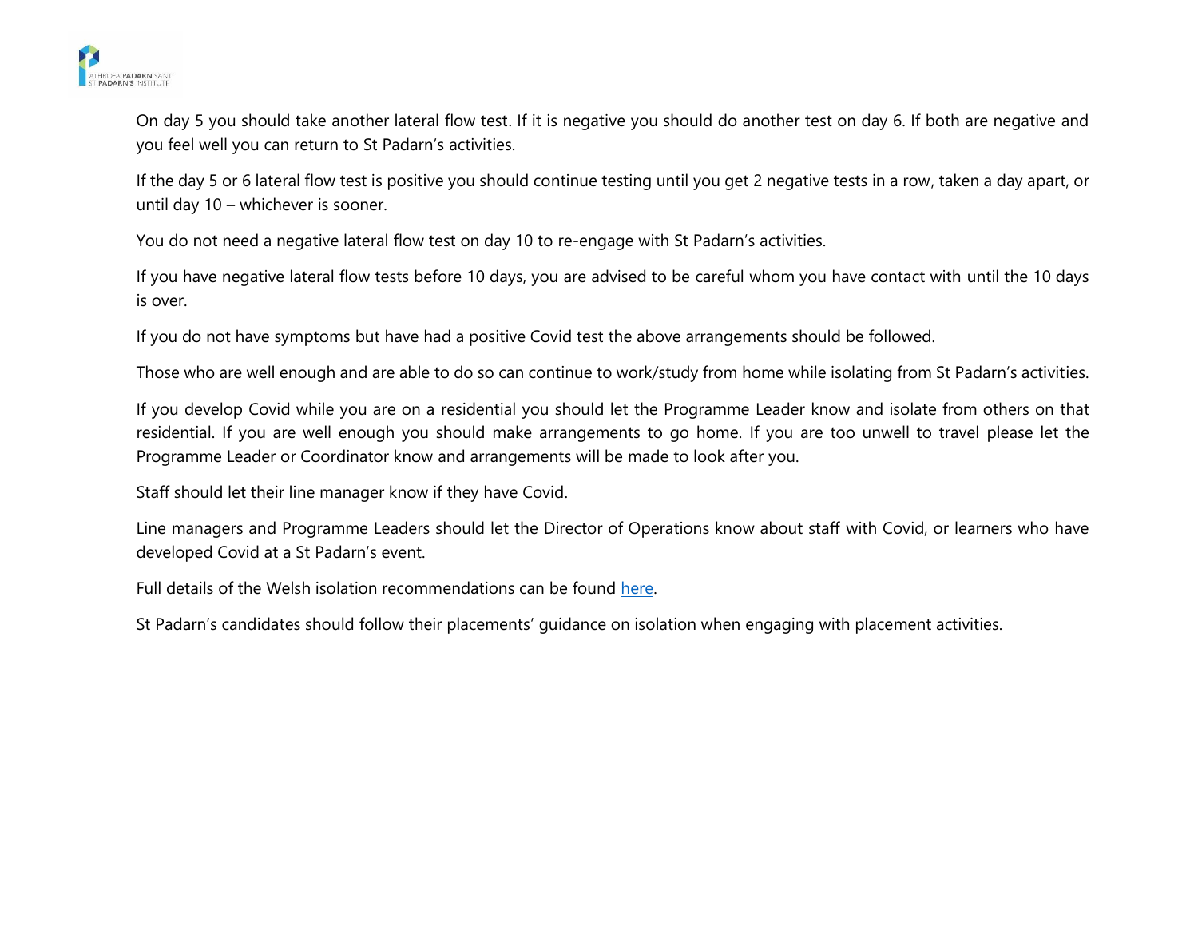On day 5 you should take another lateral flow test. If it is negative you should do another test on day 6. If both are negative and you feel well you can return to St Padarn's activities.

If the day 5 or 6 lateral flow test is positive you should continue testing until you get 2 negative tests in a row, taken a day apart, or until day 10 – whichever is sooner.

You do not need a negative lateral flow test on day 10 to re-engage with St Padarn's activities.

If you have negative lateral flow tests before 10 days, you are advised to be careful whom you have contact with until the 10 days is over.

If you do not have symptoms but have had a positive Covid test the above arrangements should be followed.

Those who are well enough and are able to do so can continue to work/study from home while isolating from St Padarn's activities.

If you develop Covid while you are on a residential you should let the Programme Leader know and isolate from others on that residential. If you are well enough you should make arrangements to go home. If you are too unwell to travel please let the Programme Leader or Coordinator know and arrangements will be made to look after you.

Staff should let their line manager know if they have Covid.

Line managers and Programme Leaders should let the Director of Operations know about staff with Covid, or learners who have developed Covid at a St Padarn's event.

Full details of the Welsh isolation recommendations can be found here.

St Padarn's candidates should follow their placements' guidance on isolation when engaging with placement activities.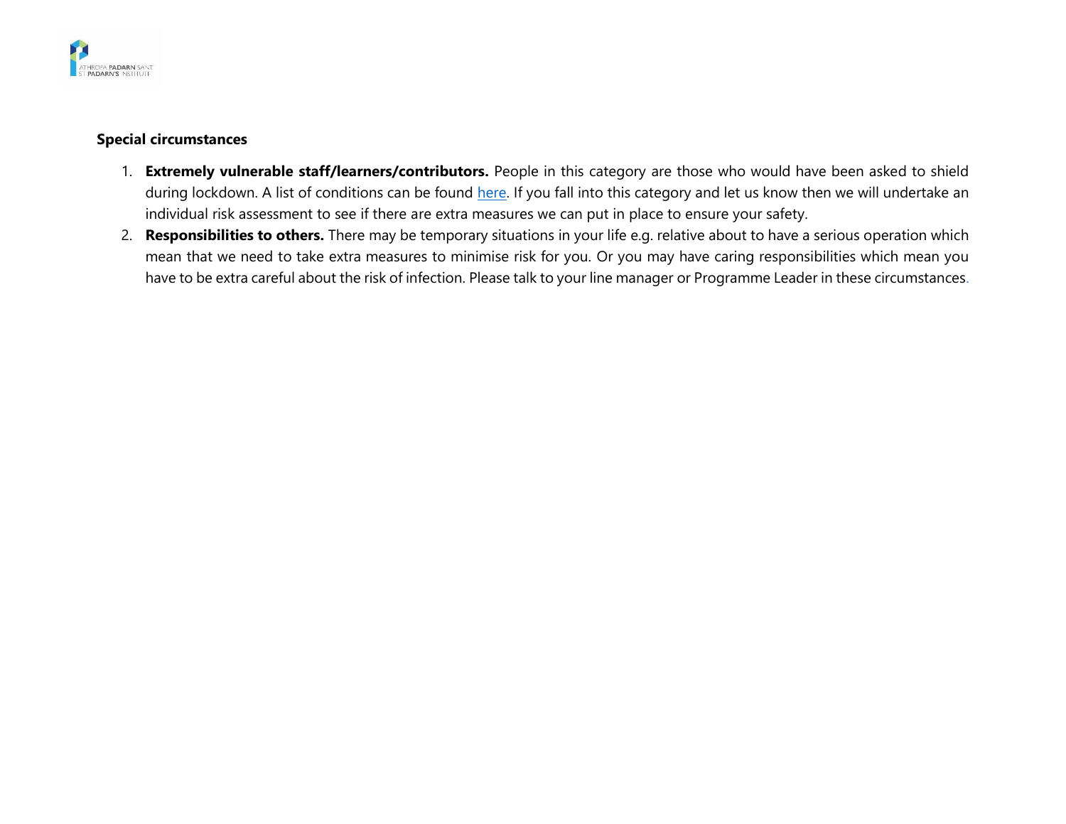**Special circumstances**

1. **Extremely vulnerable staff/learners/contributors.** People in this category are those who would have been asked to shield during lockdown. A list of conditions can be found here. If you fall into this category and let us know then we will undertake an individual risk assessment to see if there are extra measures we can put in place to ensure your safety.
2. **Responsibilities to others.** There may be temporary situations in your life e.g. relative about to have a serious operation which mean that we need to take extra measures to minimise risk for you. Or you may have caring responsibilities which mean you have to be extra careful about the risk of infection. Please talk to your line manager or Programme Leader in these circumstances.